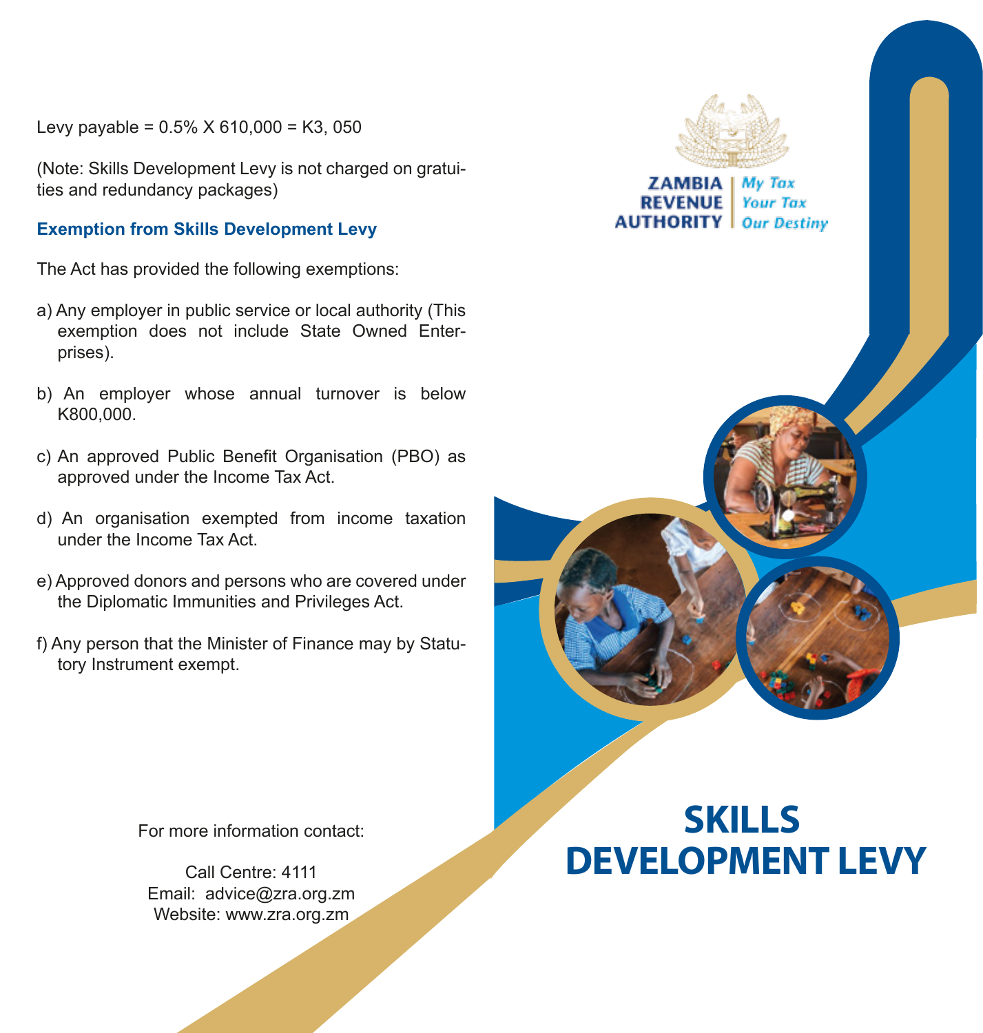Levy payable = 0.5% X 610,000 = K3, 050

(Note: Skills Development Levy is not charged on gratuities and redundancy packages)

## Exemption from Skills Development Levy

The Act has provided the following exemptions:

a) Any employer in public service or local authority (This exemption does not include State Owned Enterprises).

b) An employer whose annual turnover is below K800,000.

c) An approved Public Benefit Organisation (PBO) as approved under the Income Tax Act.

d) An organisation exempted from income taxation under the Income Tax Act.

e) Approved donors and persons who are covered under the Diplomatic Immunities and Privileges Act.

f) Any person that the Minister of Finance may by Statutory Instrument exempt.

For more information contact:

Call Centre: 4111
Email: advice@zra.org.zm
Website: www.zra.org.zm

ZAMBIA REVENUE AUTHORITY

*My Tax Your Tax Our Destiny*

# SKILLS DEVELOPMENT LEVY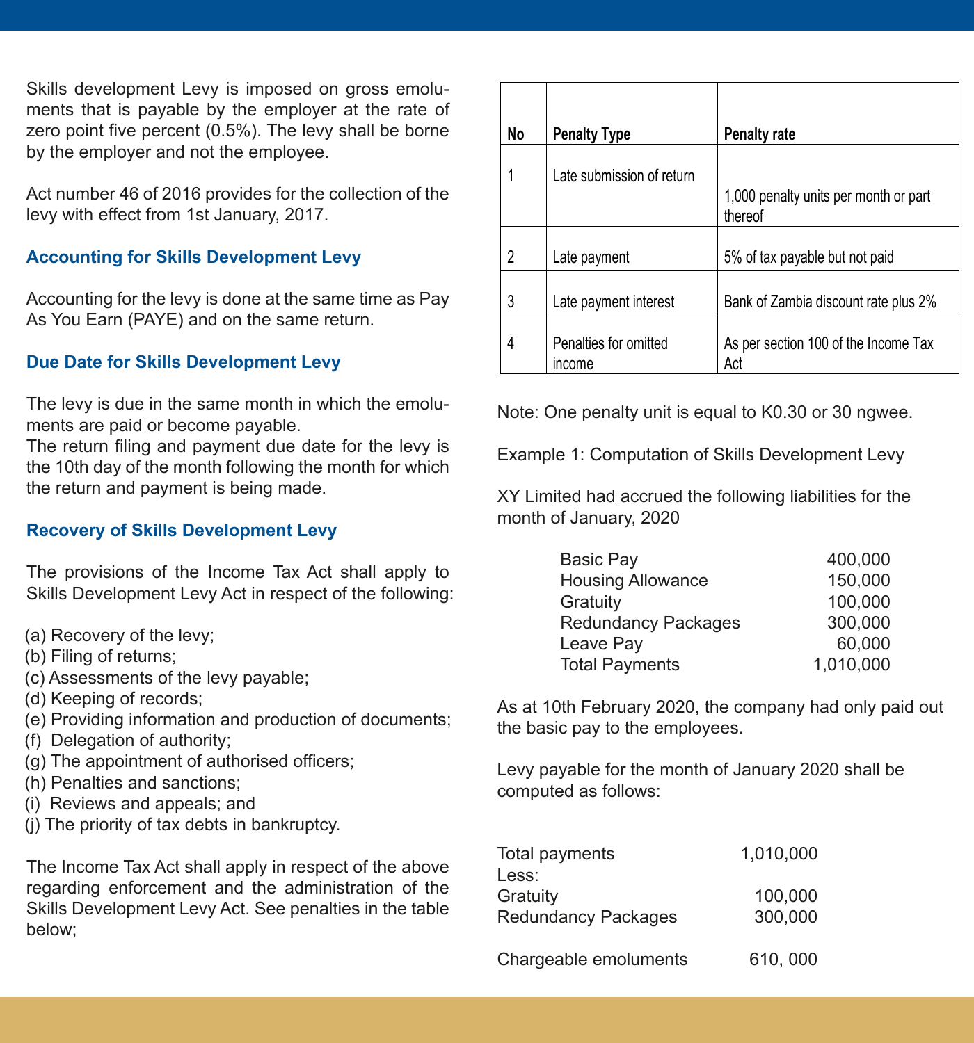Skills development Levy is imposed on gross emoluments that is payable by the employer at the rate of zero point five percent (0.5%). The levy shall be borne by the employer and not the employee.

Act number 46 of 2016 provides for the collection of the levy with effect from 1st January, 2017.

### Accounting for Skills Development Levy

Accounting for the levy is done at the same time as Pay As You Earn (PAYE) and on the same return.

### Due Date for Skills Development Levy

The levy is due in the same month in which the emoluments are paid or become payable.
The return filing and payment due date for the levy is the 10th day of the month following the month for which the return and payment is being made.

### Recovery of Skills Development Levy

The provisions of the Income Tax Act shall apply to Skills Development Levy Act in respect of the following:

(a) Recovery of the levy;
(b) Filing of returns;
(c) Assessments of the levy payable;
(d) Keeping of records;
(e) Providing information and production of documents;
(f) Delegation of authority;
(g) The appointment of authorised officers;
(h) Penalties and sanctions;
(i) Reviews and appeals; and
(j) The priority of tax debts in bankruptcy.

The Income Tax Act shall apply in respect of the above regarding enforcement and the administration of the Skills Development Levy Act. See penalties in the table below;

| No | Penalty Type | Penalty rate |
|---|---|---|
| 1 | Late submission of return | 1,000 penalty units per month or part thereof |
| 2 | Late payment | 5% of tax payable but not paid |
| 3 | Late payment interest | Bank of Zambia discount rate plus 2% |
| 4 | Penalties for omitted income | As per section 100 of the Income Tax Act |

Note: One penalty unit is equal to K0.30 or 30 ngwee.

Example 1: Computation of Skills Development Levy

XY Limited had accrued the following liabilities for the month of January, 2020

| | |
|---|---|
| Basic Pay | 400,000 |
| Housing Allowance | 150,000 |
| Gratuity | 100,000 |
| Redundancy Packages | 300,000 |
| Leave Pay | 60,000 |
| Total Payments | 1,010,000 |

As at 10th February 2020, the company had only paid out the basic pay to the employees.

Levy payable for the month of January 2020 shall be computed as follows:

| | |
|---|---|
| Total payments | 1,010,000 |
| Less: | |
| Gratuity | 100,000 |
| Redundancy Packages | 300,000 |
| | |
| Chargeable emoluments | 610, 000 |